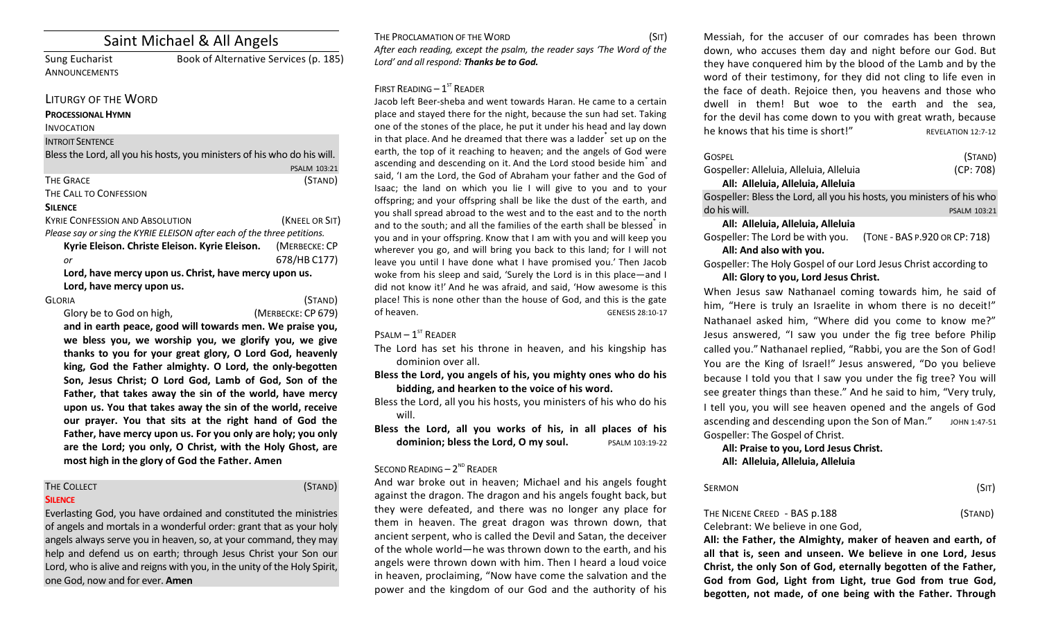# Saint Michael & All Angels

Sung Eucharist — Book of Alternative Services (p. 185)

ANNOUNCEMENTS

## LITURGY OF THE WORD

**PROCESSIONAL HYMN**

INVOCATION

INTROIT SENTENCE

Bless the Lord, all you his hosts, you ministers of his who do his will. PSALM 103:21

THE GRACE (STAND)

THE CALL TO CONFESSION

**SILENCE**

KYRIE CONFESSION AND ABSOLUTION (KNEEL OR SIT)

*Please say or sing the KYRIE ELEISON after each of the three petitions.*

**Kyrie Eleison. Christe Eleison. Kyrie Eleison.** (MERBECKE: CP 678/HB C177)

*or*

**Lord, have mercy upon us. Christ, have mercy upon us. Lord, have mercy upon us.**

GLORIA (STAND)

Glory be to God on high, (MERBECKE: CP 679)

**and in earth peace, good will towards men. We praise you, we bless you, we worship you, we glorify you, we give thanks to you for your great glory, O Lord God, heavenly king, God the Father almighty. O Lord, the only-begotten Son, Jesus Christ; O Lord God, Lamb of God, Son of the Father, that takes away the sin of the world, have mercy upon us. You that takes away the sin of the world, receive our prayer. You that sits at the right hand of God the Father, have mercy upon us. For you only are holy; you only are the Lord; you only, O Christ, with the Holy Ghost, are most high in the glory of God the Father. Amen**

THE COLLECT (STAND)

**SILENCE**

Everlasting God, you have ordained and constituted the ministries of angels and mortals in a wonderful order: grant that as your holy angels always serve you in heaven, so, at your command, they may help and defend us on earth; through Jesus Christ your Son our Lord, who is alive and reigns with you, in the unity of the Holy Spirit, one God, now and for ever. **Amen**

THE PROCLAMATION OF THE WORD (SIT)

*After each reading, except the psalm, the reader says 'The Word of the Lord' and all respond:* ***Thanks be to God.***

FIRST READING – 1ST READER

Jacob left Beer-sheba and went towards Haran. He came to a certain place and stayed there for the night, because the sun had set. Taking one of the stones of the place, he put it under his head and lay down in that place. And he dreamed that there was a ladder* set up on the earth, the top of it reaching to heaven; and the angels of God were ascending and descending on it. And the Lord stood beside him* and said, 'I am the Lord, the God of Abraham your father and the God of Isaac; the land on which you lie I will give to you and to your offspring; and your offspring shall be like the dust of the earth, and you shall spread abroad to the west and to the east and to the north and to the south; and all the families of the earth shall be blessed* in you and in your offspring. Know that I am with you and will keep you wherever you go, and will bring you back to this land; for I will not leave you until I have done what I have promised you.' Then Jacob woke from his sleep and said, 'Surely the Lord is in this place—and I did not know it!' And he was afraid, and said, 'How awesome is this place! This is none other than the house of God, and this is the gate of heaven. GENESIS 28:10-17

PSALM – 1ST READER

The Lord has set his throne in heaven, and his kingship has dominion over all.

**Bless the Lord, you angels of his, you mighty ones who do his bidding, and hearken to the voice of his word.**

Bless the Lord, all you his hosts, you ministers of his who do his will.

**Bless the Lord, all you works of his, in all places of his dominion; bless the Lord, O my soul.** PSALM 103:19-22

SECOND READING – 2ND READER

And war broke out in heaven; Michael and his angels fought against the dragon. The dragon and his angels fought back, but they were defeated, and there was no longer any place for them in heaven. The great dragon was thrown down, that ancient serpent, who is called the Devil and Satan, the deceiver of the whole world—he was thrown down to the earth, and his angels were thrown down with him. Then I heard a loud voice in heaven, proclaiming, "Now have come the salvation and the power and the kingdom of our God and the authority of his Messiah, for the accuser of our comrades has been thrown down, who accuses them day and night before our God. But they have conquered him by the blood of the Lamb and by the word of their testimony, for they did not cling to life even in the face of death. Rejoice then, you heavens and those who dwell in them! But woe to the earth and the sea, for the devil has come down to you with great wrath, because he knows that his time is short!" REVELATION 12:7-12

GOSPEL (STAND)

Gospeller: Alleluia, Alleluia, Alleluia (CP: 708)

**All: Alleluia, Alleluia, Alleluia**

Gospeller: Bless the Lord, all you his hosts, you ministers of his who do his will. PSALM 103:21

**All: Alleluia, Alleluia, Alleluia**

Gospeller: The Lord be with you. (TONE - BAS P.920 OR CP: 718)

**All: And also with you.**

Gospeller: The Holy Gospel of our Lord Jesus Christ according to

**All: Glory to you, Lord Jesus Christ.**

When Jesus saw Nathanael coming towards him, he said of him, "Here is truly an Israelite in whom there is no deceit!" Nathanael asked him, "Where did you come to know me?" Jesus answered, "I saw you under the fig tree before Philip called you." Nathanael replied, "Rabbi, you are the Son of God! You are the King of Israel!" Jesus answered, "Do you believe because I told you that I saw you under the fig tree? You will see greater things than these." And he said to him, "Very truly, I tell you, you will see heaven opened and the angels of God ascending and descending upon the Son of Man." JOHN 1:47-51

Gospeller: The Gospel of Christ.

**All: Praise to you, Lord Jesus Christ.**

**All: Alleluia, Alleluia, Alleluia**

SERMON (SIT)

THE NICENE CREED - BAS p.188 (STAND)

Celebrant: We believe in one God,

**All: the Father, the Almighty, maker of heaven and earth, of all that is, seen and unseen. We believe in one Lord, Jesus Christ, the only Son of God, eternally begotten of the Father, God from God, Light from Light, true God from true God, begotten, not made, of one being with the Father. Through**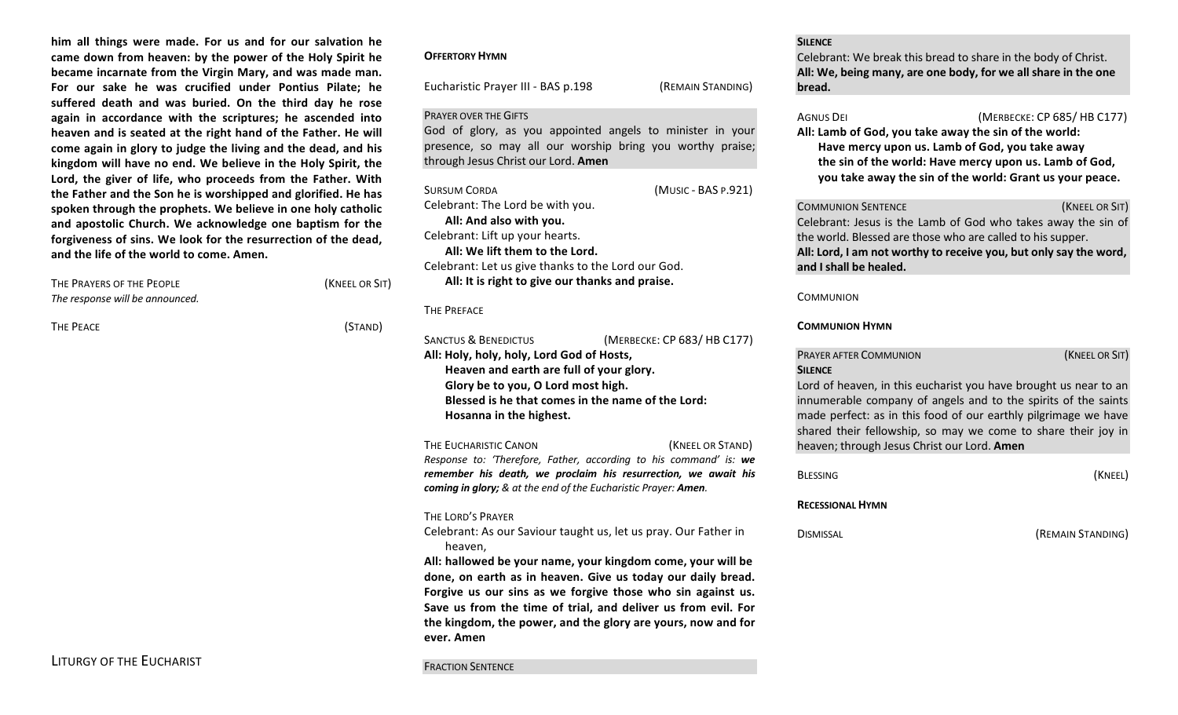**him all things were made. For us and for our salvation he came down from heaven: by the power of the Holy Spirit he became incarnate from the Virgin Mary, and was made man. For our sake he was crucified under Pontius Pilate; he suffered death and was buried. On the third day he rose again in accordance with the scriptures; he ascended into heaven and is seated at the right hand of the Father. He will come again in glory to judge the living and the dead, and his kingdom will have no end. We believe in the Holy Spirit, the Lord, the giver of life, who proceeds from the Father. With the Father and the Son he is worshipped and glorified. He has spoken through the prophets. We believe in one holy catholic and apostolic Church. We acknowledge one baptism for the forgiveness of sins. We look for the resurrection of the dead, and the life of the world to come. Amen.**

THE PRAYERS OF THE PEOPLE (KNEEL OR SIT)

*The response will be announced.*

THE PEACE (STAND)

## LITURGY OF THE EUCHARIST

**OFFERTORY HYMN**

Eucharistic Prayer III - BAS p.198 (REMAIN STANDING)

PRAYER OVER THE GIFTS

God of glory, as you appointed angels to minister in your presence, so may all our worship bring you worthy praise; through Jesus Christ our Lord. **Amen**

SURSUM CORDA (MUSIC - BAS P.921)

Celebrant: The Lord be with you.

**All: And also with you.**

Celebrant: Lift up your hearts.

**All: We lift them to the Lord.**

Celebrant: Let us give thanks to the Lord our God.

**All: It is right to give our thanks and praise.**

THE PREFACE

SANCTUS & BENEDICTUS (MERBECKE: CP 683/ HB C177)

**All: Holy, holy, holy, Lord God of Hosts,**
**Heaven and earth are full of your glory.**
**Glory be to you, O Lord most high.**
**Blessed is he that comes in the name of the Lord:**
**Hosanna in the highest.**

THE EUCHARISTIC CANON (KNEEL OR STAND)

*Response to: 'Therefore, Father, according to his command' is:* ***we remember his death, we proclaim his resurrection, we await his coming in glory;*** *& at the end of the Eucharistic Prayer:* ***Amen****.*

THE LORD'S PRAYER

Celebrant: As our Saviour taught us, let us pray. Our Father in heaven,

**All: hallowed be your name, your kingdom come, your will be done, on earth as in heaven. Give us today our daily bread. Forgive us our sins as we forgive those who sin against us. Save us from the time of trial, and deliver us from evil. For the kingdom, the power, and the glory are yours, now and for ever. Amen**

FRACTION SENTENCE

**SILENCE**

Celebrant: We break this bread to share in the body of Christ.

**All: We, being many, are one body, for we all share in the one bread.**

AGNUS DEI (MERBECKE: CP 685/ HB C177)

**All: Lamb of God, you take away the sin of the world:**
**Have mercy upon us. Lamb of God, you take away the sin of the world: Have mercy upon us. Lamb of God, you take away the sin of the world: Grant us your peace.**

COMMUNION SENTENCE (KNEEL OR SIT)

Celebrant: Jesus is the Lamb of God who takes away the sin of the world. Blessed are those who are called to his supper.

**All: Lord, I am not worthy to receive you, but only say the word, and I shall be healed.**

COMMUNION

**COMMUNION HYMN**

PRAYER AFTER COMMUNION (KNEEL OR SIT)

**SILENCE**

Lord of heaven, in this eucharist you have brought us near to an innumerable company of angels and to the spirits of the saints made perfect: as in this food of our earthly pilgrimage we have shared their fellowship, so may we come to share their joy in heaven; through Jesus Christ our Lord. **Amen**

BLESSING (KNEEL)

**RECESSIONAL HYMN**

DISMISSAL (REMAIN STANDING)